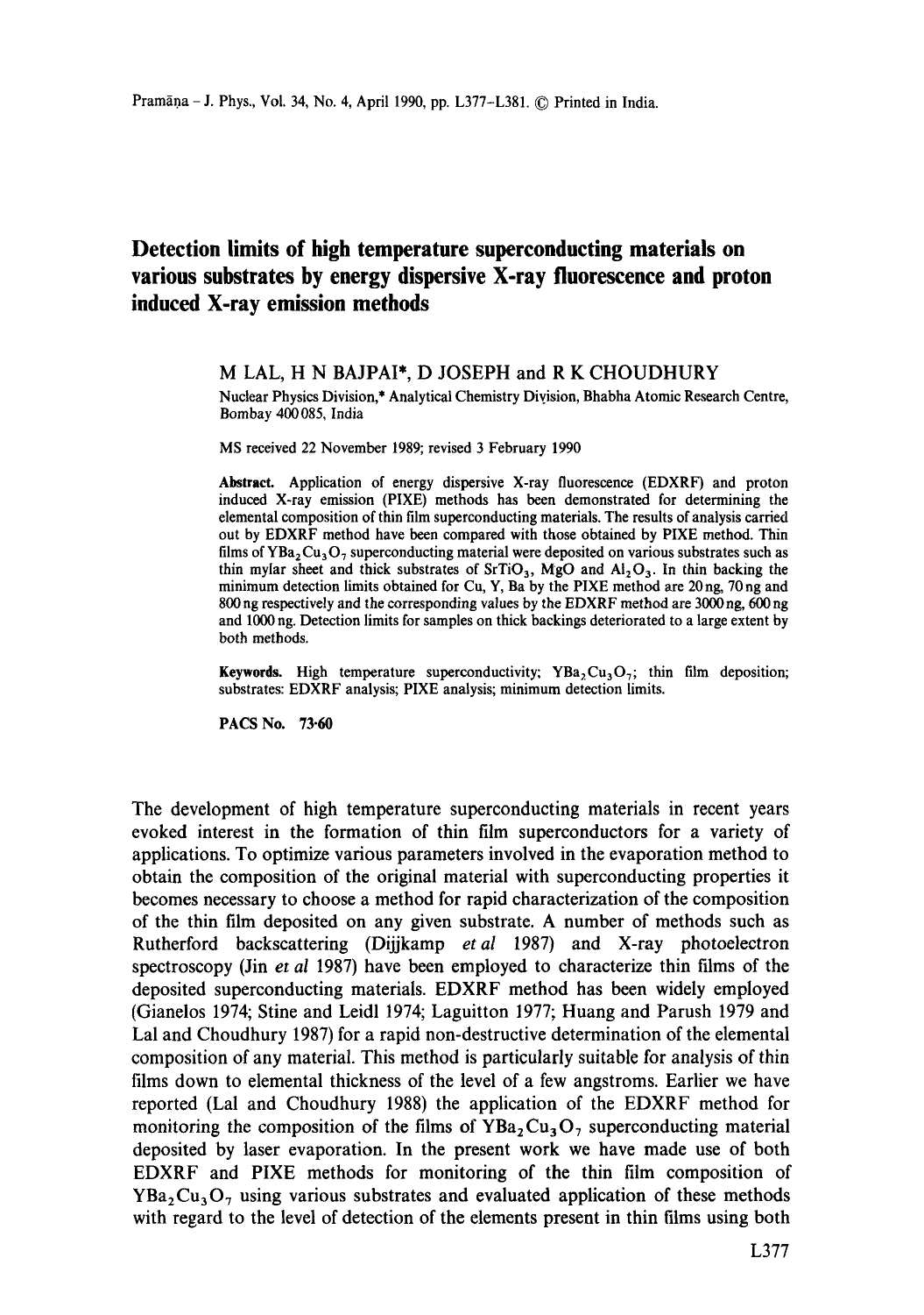# Detection limits of high temperature superconducting materials on various substrates by energy dispersive X-ray fluorescence and proton induced X-ray emission methods

M LAL, H N BAJPAI*, D JOSEPH and R K CHOUDHURY

Nuclear Physics Division,* Analytical Chemistry Division, Bhabha Atomic Research Centre, Bombay 400 085, India

MS received 22 November 1989; revised 3 February 1990

**Abstract.** Application of energy dispersive X-ray fluorescence (EDXRF) and proton induced X-ray emission (PIXE) methods has been demonstrated for determining the elemental composition of thin film superconducting materials. The results of analysis carried out by EDXRF method have been compared with those obtained by PIXE method. Thin films of $YBa_2Cu_3O_7$ superconducting material were deposited on various substrates such as thin mylar sheet and thick substrates of $SrTiO_3$, MgO and $Al_2O_3$. In thin backing the minimum detection limits obtained for Cu, Y, Ba by the PIXE method are 20 ng, 70 ng and 800 ng respectively and the corresponding values by the EDXRF method are 3000 ng, 600 ng and 1000 ng. Detection limits for samples on thick backings deteriorated to a large extent by both methods.

**Keywords.** High temperature superconductivity; $YBa_2Cu_3O_7$; thin film deposition; substrates: EDXRF analysis; PIXE analysis; minimum detection limits.

**PACS No.** 73·60

The development of high temperature superconducting materials in recent years evoked interest in the formation of thin film superconductors for a variety of applications. To optimize various parameters involved in the evaporation method to obtain the composition of the original material with superconducting properties it becomes necessary to choose a method for rapid characterization of the composition of the thin film deposited on any given substrate. A number of methods such as Rutherford backscattering (Dijjkamp *et al* 1987) and X-ray photoelectron spectroscopy (Jin *et al* 1987) have been employed to characterize thin films of the deposited superconducting materials. EDXRF method has been widely employed (Gianelos 1974; Stine and Leidl 1974; Laguitton 1977; Huang and Parush 1979 and Lal and Choudhury 1987) for a rapid non-destructive determination of the elemental composition of any material. This method is particularly suitable for analysis of thin films down to elemental thickness of the level of a few angstroms. Earlier we have reported (Lal and Choudhury 1988) the application of the EDXRF method for monitoring the composition of the films of $YBa_2Cu_3O_7$ superconducting material deposited by laser evaporation. In the present work we have made use of both EDXRF and PIXE methods for monitoring of the thin film composition of $YBa_2Cu_3O_7$ using various substrates and evaluated application of these methods with regard to the level of detection of the elements present in thin films using both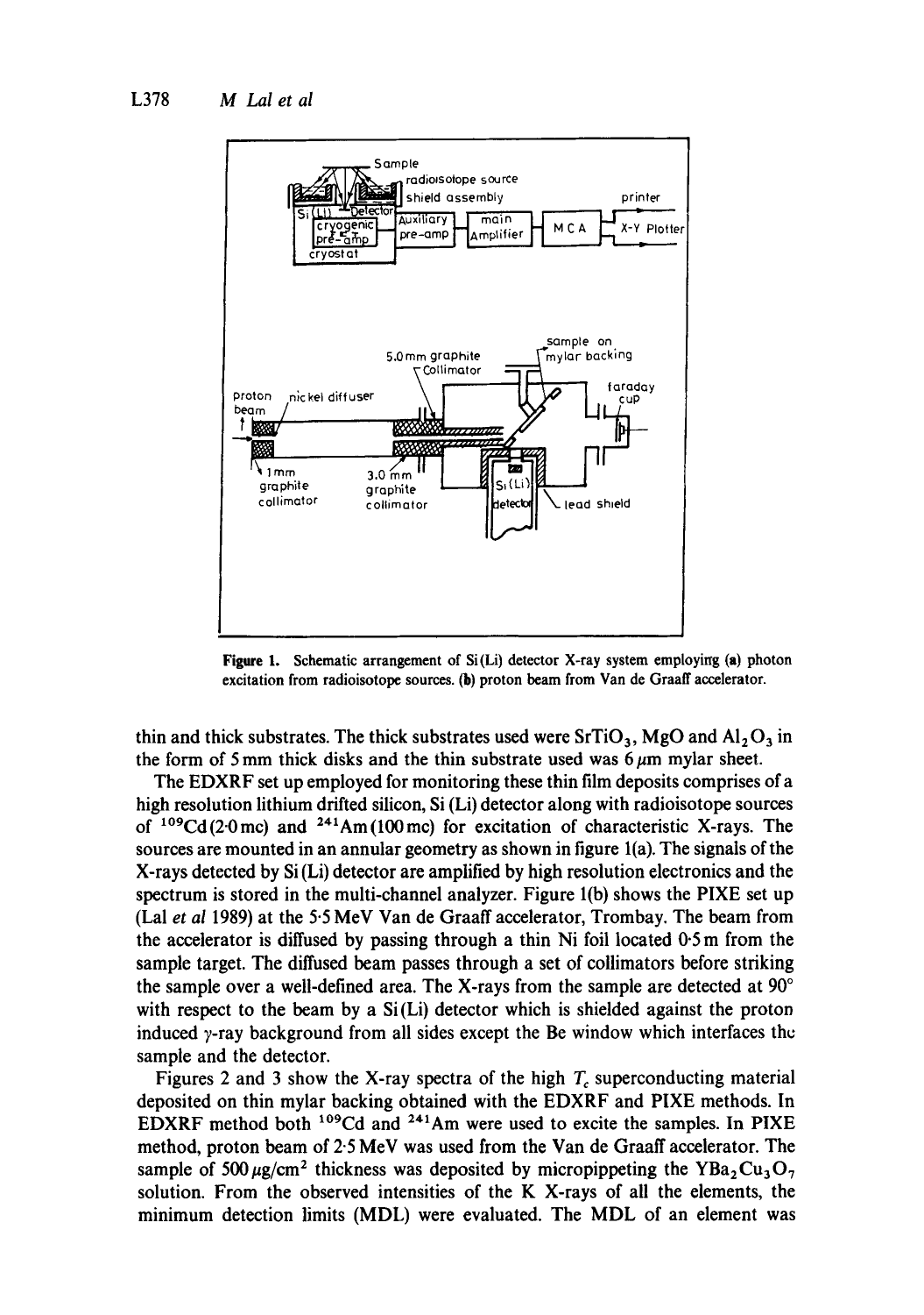**Figure 1.** Schematic arrangement of Si (Li) detector X-ray system employing (a) photon excitation from radioisotope sources. (b) proton beam from Van de Graaff accelerator.

thin and thick substrates. The thick substrates used were $SrTiO_3$, MgO and $Al_2O_3$ in the form of 5 mm thick disks and the thin substrate used was 6 $\mu$m mylar sheet.

The EDXRF set up employed for monitoring these thin film deposits comprises of a high resolution lithium drifted silicon, Si (Li) detector along with radioisotope sources of $^{109}$Cd (2·0 mc) and $^{241}$Am (100 mc) for excitation of characteristic X-rays. The sources are mounted in an annular geometry as shown in figure 1(a). The signals of the X-rays detected by Si (Li) detector are amplified by high resolution electronics and the spectrum is stored in the multi-channel analyzer. Figure 1(b) shows the PIXE set up (Lal *et al* 1989) at the 5·5 MeV Van de Graaff accelerator, Trombay. The beam from the accelerator is diffused by passing through a thin Ni foil located 0·5 m from the sample target. The diffused beam passes through a set of collimators before striking the sample over a well-defined area. The X-rays from the sample are detected at 90° with respect to the beam by a Si (Li) detector which is shielded against the proton induced $\gamma$-ray background from all sides except the Be window which interfaces the sample and the detector.

Figures 2 and 3 show the X-ray spectra of the high $T_c$ superconducting material deposited on thin mylar backing obtained with the EDXRF and PIXE methods. In EDXRF method both $^{109}$Cd and $^{241}$Am were used to excite the samples. In PIXE method, proton beam of 2·5 MeV was used from the Van de Graaff accelerator. The sample of 500 $\mu$g/cm$^2$ thickness was deposited by micropippeting the $YBa_2Cu_3O_7$ solution. From the observed intensities of the K X-rays of all the elements, the minimum detection limits (MDL) were evaluated. The MDL of an element was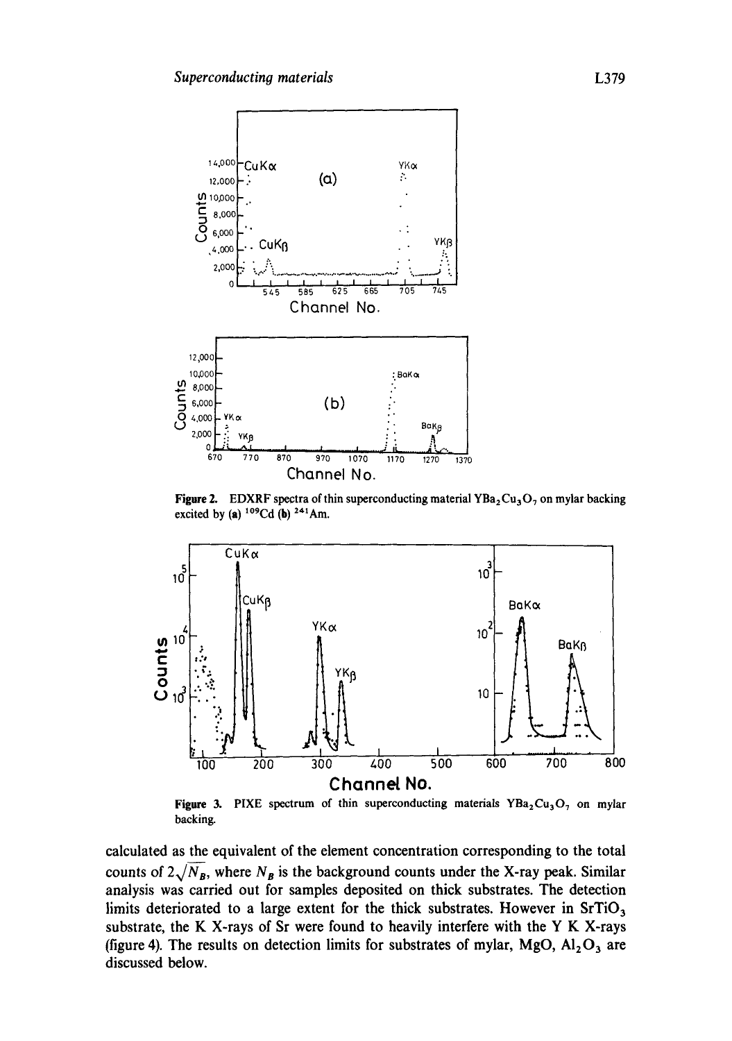**Figure 2.** EDXRF spectra of thin superconducting material $YBa_2Cu_3O_7$ on mylar backing excited by (a) $^{109}Cd$ (b) $^{241}Am$.

**Figure 3.** PIXE spectrum of thin superconducting materials $YBa_2Cu_3O_7$ on mylar backing.

calculated as the equivalent of the element concentration corresponding to the total counts of $2\sqrt{N_B}$, where $N_B$ is the background counts under the X-ray peak. Similar analysis was carried out for samples deposited on thick substrates. The detection limits deteriorated to a large extent for the thick substrates. However in $SrTiO_3$ substrate, the K X-rays of Sr were found to heavily interfere with the Y K X-rays (figure 4). The results on detection limits for substrates of mylar, MgO, $Al_2O_3$ are discussed below.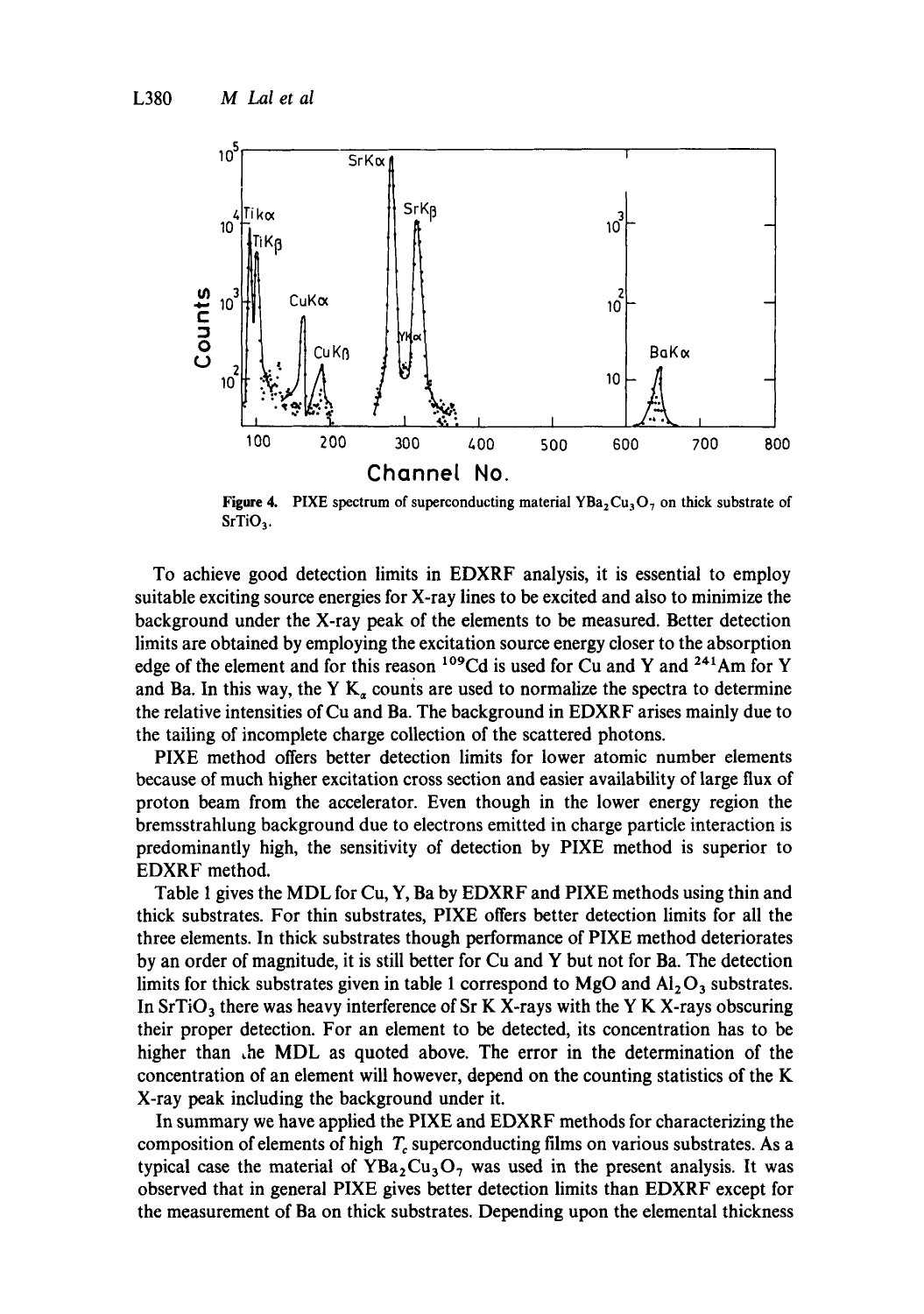**Figure 4.** PIXE spectrum of superconducting material $YBa_2Cu_3O_7$ on thick substrate of $SrTiO_3$.

To achieve good detection limits in EDXRF analysis, it is essential to employ suitable exciting source energies for X-ray lines to be excited and also to minimize the background under the X-ray peak of the elements to be measured. Better detection limits are obtained by employing the excitation source energy closer to the absorption edge of the element and for this reason $^{109}Cd$ is used for Cu and Y and $^{241}Am$ for Y and Ba. In this way, the Y $K_\alpha$ counts are used to normalize the spectra to determine the relative intensities of Cu and Ba. The background in EDXRF arises mainly due to the tailing of incomplete charge collection of the scattered photons.

PIXE method offers better detection limits for lower atomic number elements because of much higher excitation cross section and easier availability of large flux of proton beam from the accelerator. Even though in the lower energy region the bremsstrahlung background due to electrons emitted in charge particle interaction is predominantly high, the sensitivity of detection by PIXE method is superior to EDXRF method.

Table 1 gives the MDL for Cu, Y, Ba by EDXRF and PIXE methods using thin and thick substrates. For thin substrates, PIXE offers better detection limits for all the three elements. In thick substrates though performance of PIXE method deteriorates by an order of magnitude, it is still better for Cu and Y but not for Ba. The detection limits for thick substrates given in table 1 correspond to MgO and $Al_2O_3$ substrates. In $SrTiO_3$ there was heavy interference of Sr K X-rays with the Y K X-rays obscuring their proper detection. For an element to be detected, its concentration has to be higher than the MDL as quoted above. The error in the determination of the concentration of an element will however, depend on the counting statistics of the K X-ray peak including the background under it.

In summary we have applied the PIXE and EDXRF methods for characterizing the composition of elements of high $T_c$ superconducting films on various substrates. As a typical case the material of $YBa_2Cu_3O_7$ was used in the present analysis. It was observed that in general PIXE gives better detection limits than EDXRF except for the measurement of Ba on thick substrates. Depending upon the elemental thickness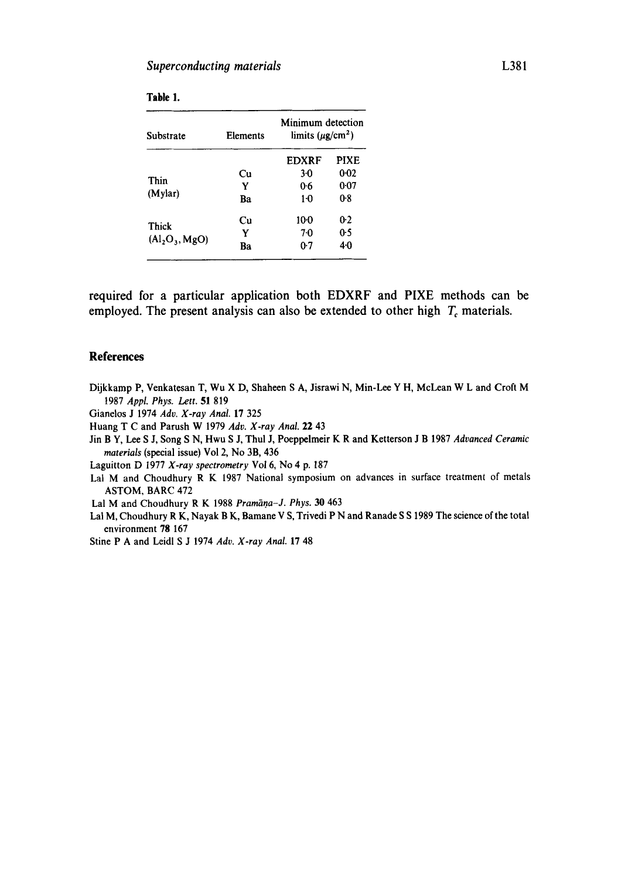**Table 1.**

| Substrate | Elements | Minimum detection limits ($\mu g/cm^2$) | |
|---|---|---|---|
| | | EDXRF | PIXE |
| Thin (Mylar) | Cu | 3·0 | 0·02 |
| | Y | 0·6 | 0·07 |
| | Ba | 1·0 | 0·8 |
| Thick ($Al_2O_3$, MgO) | Cu | 10·0 | 0·2 |
| | Y | 7·0 | 0·5 |
| | Ba | 0·7 | 4·0 |

required for a particular application both EDXRF and PIXE methods can be employed. The present analysis can also be extended to other high $T_c$ materials.

## References

Dijkkamp P, Venkatesan T, Wu X D, Shaheen S A, Jisrawi N, Min-Lee Y H, McLean W L and Croft M 1987 *Appl. Phys. Lett.* **51** 819

Gianelos J 1974 *Adv. X-ray Anal.* **17** 325

Huang T C and Parush W 1979 *Adv. X-ray Anal.* **22** 43

Jin B Y, Lee S J, Song S N, Hwu S J, Thul J, Poeppelmeir K R and Ketterson J B 1987 *Advanced Ceramic materials* (special issue) Vol 2, No 3B, 436

Laguitton D 1977 *X-ray spectrometry* Vol 6, No 4 p. 187

Lal M and Choudhury R K 1987 National symposium on advances in surface treatment of metals ASTOM, BARC 472

Lal M and Choudhury R K 1988 *Pramāṇa–J. Phys.* **30** 463

Lal M, Choudhury R K, Nayak B K, Bamane V S, Trivedi P N and Ranade S S 1989 The science of the total environment **78** 167

Stine P A and Leidl S J 1974 *Adv. X-ray Anal.* **17** 48